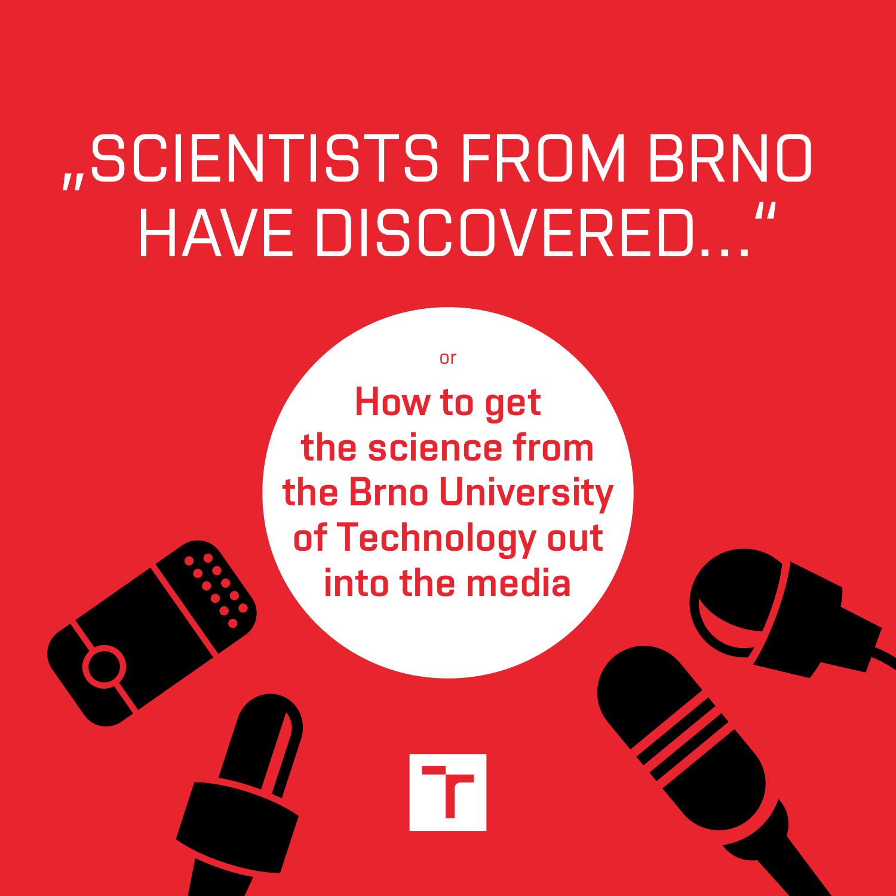# „SCIENTISTS FROM BRNO HAVE DISCOVERED..."

or

## How to get the science from the Brno University of Technology out into the media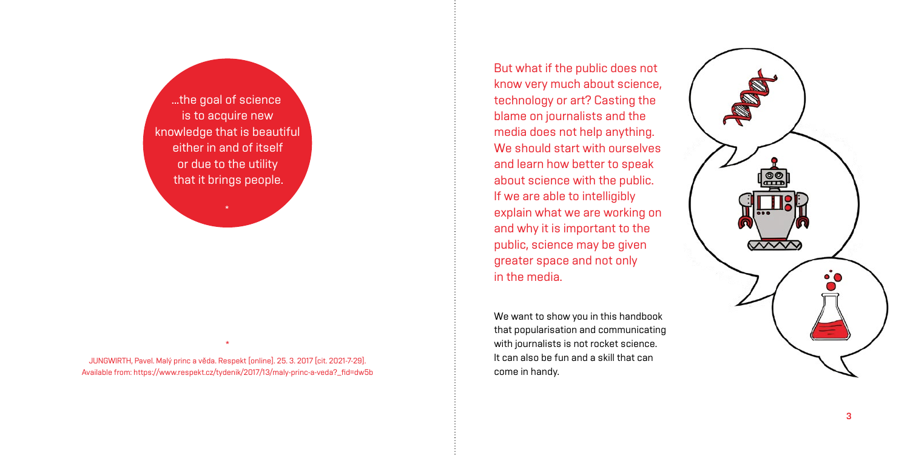…the goal of science is to acquire new knowledge that is beautiful either in and of itself or due to the utility that it brings people.

*

But what if the public does not know very much about science, technology or art? Casting the blame on journalists and the media does not help anything. We should start with ourselves and learn how better to speak about science with the public. If we are able to intelligibly explain what we are working on and why it is important to the public, science may be given greater space and not only in the media.

We want to show you in this handbook that popularisation and communicating with journalists is not rocket science. It can also be fun and a skill that can come in handy.

*

JUNGWIRTH, Pavel. Malý princ a věda. Respekt [online]. 25. 3. 2017 [cit. 2021-7-29]. Available from: https://www.respekt.cz/tydenik/2017/13/maly-princ-a-veda?_fid=dw5b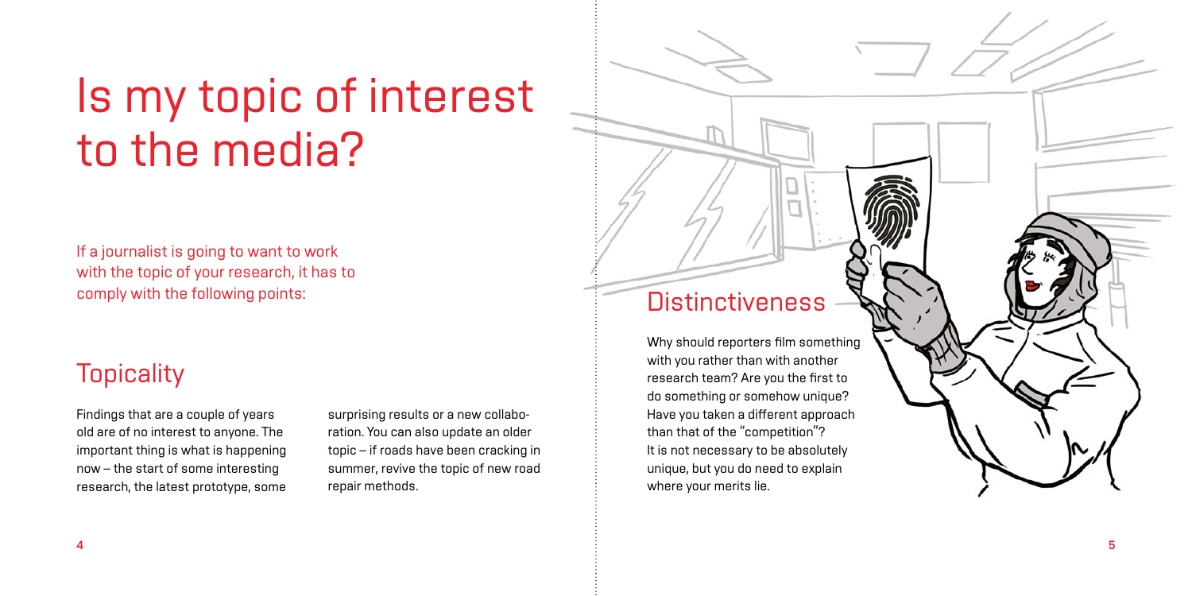# Is my topic of interest to the media?

If a journalist is going to want to work with the topic of your research, it has to comply with the following points:

## Topicality

Findings that are a couple of years old are of no interest to anyone. The important thing is what is happening now – the start of some interesting research, the latest prototype, some surprising results or a new collaboration. You can also update an older topic – if roads have been cracking in summer, revive the topic of new road repair methods.

## Distinctiveness

Why should reporters film something with you rather than with another research team? Are you the first to do something or somehow unique? Have you taken a different approach than that of the "competition"? It is not necessary to be absolutely unique, but you do need to explain where your merits lie.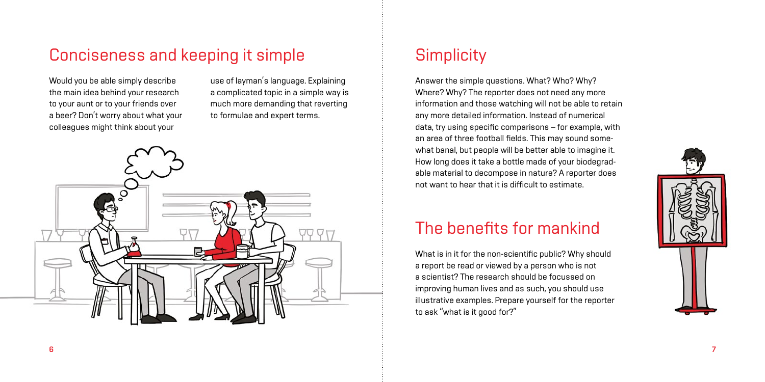## Conciseness and keeping it simple

Would you be able simply describe the main idea behind your research to your aunt or to your friends over a beer? Don't worry about what your colleagues might think about your use of layman's language. Explaining a complicated topic in a simple way is much more demanding that reverting to formulae and expert terms.

## Simplicity

Answer the simple questions. What? Who? Why? Where? Why? The reporter does not need any more information and those watching will not be able to retain any more detailed information. Instead of numerical data, try using specific comparisons – for example, with an area of three football fields. This may sound somewhat banal, but people will be better able to imagine it. How long does it take a bottle made of your biodegradable material to decompose in nature? A reporter does not want to hear that it is difficult to estimate.

## The benefits for mankind

What is in it for the non-scientific public? Why should a report be read or viewed by a person who is not a scientist? The research should be focussed on improving human lives and as such, you should use illustrative examples. Prepare yourself for the reporter to ask "what is it good for?"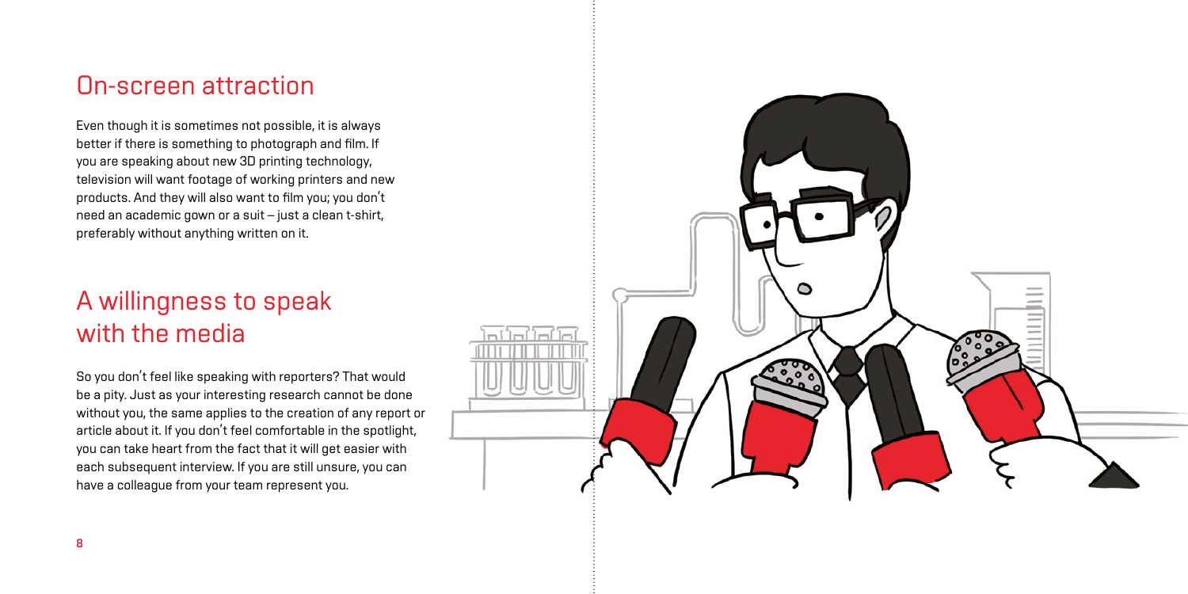## On-screen attraction

Even though it is sometimes not possible, it is always better if there is something to photograph and film. If you are speaking about new 3D printing technology, television will want footage of working printers and new products. And they will also want to film you; you don't need an academic gown or a suit – just a clean t-shirt, preferably without anything written on it.

## A willingness to speak with the media

So you don't feel like speaking with reporters? That would be a pity. Just as your interesting research cannot be done without you, the same applies to the creation of any report or article about it. If you don't feel comfortable in the spotlight, you can take heart from the fact that it will get easier with each subsequent interview. If you are still unsure, you can have a colleague from your team represent you.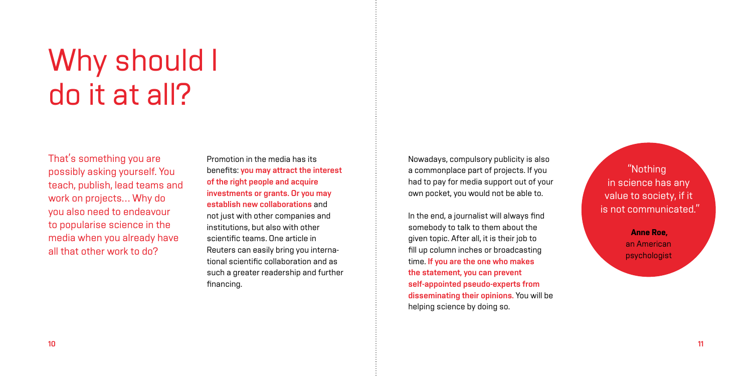# Why should I do it at all?

That's something you are possibly asking yourself. You teach, publish, lead teams and work on projects... Why do you also need to endeavour to popularise science in the media when you already have all that other work to do?

Promotion in the media has its benefits: **you may attract the interest of the right people and acquire investments or grants. Or you may establish new collaborations** and not just with other companies and institutions, but also with other scientific teams. One article in Reuters can easily bring you international scientific collaboration and as such a greater readership and further financing.

Nowadays, compulsory publicity is also a commonplace part of projects. If you had to pay for media support out of your own pocket, you would not be able to.

In the end, a journalist will always find somebody to talk to them about the given topic. After all, it is their job to fill up column inches or broadcasting time. **If you are the one who makes the statement, you can prevent self-appointed pseudo-experts from disseminating their opinions.** You will be helping science by doing so.

> "Nothing in science has any value to society, if it is not communicated."
>
> **Anne Roe,** an American psychologist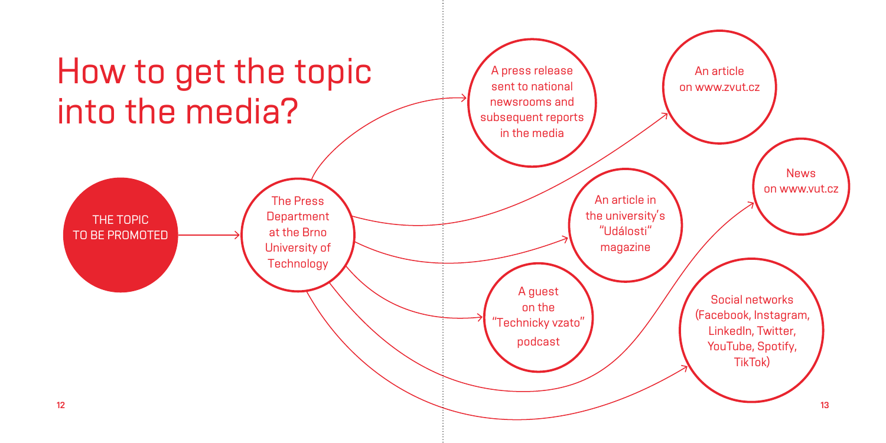# How to get the topic into the media?

THE TOPIC TO BE PROMOTED → The Press Department at the Brno University of Technology

- A press release sent to national newsrooms and subsequent reports in the media
- An article on www.zvut.cz
- News on www.vut.cz
- An article in the university's "Události" magazine
- A guest on the "Technicky vzato" podcast
- Social networks (Facebook, Instagram, LinkedIn, Twitter, YouTube, Spotify, TikTok)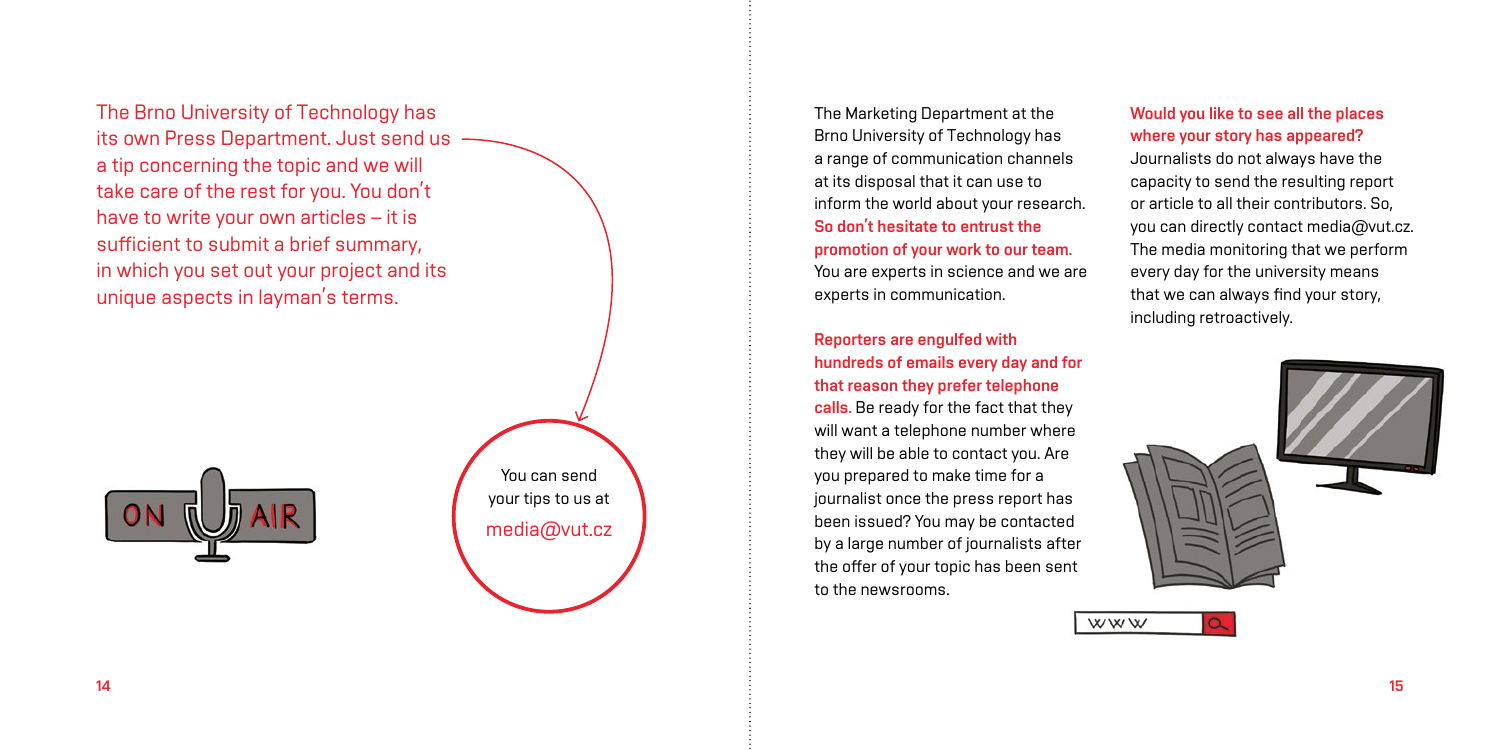The Brno University of Technology has its own Press Department. Just send us a tip concerning the topic and we will take care of the rest for you. You don't have to write your own articles – it is sufficient to submit a brief summary, in which you set out your project and its unique aspects in layman's terms.

You can send your tips to us at media@vut.cz

The Marketing Department at the Brno University of Technology has a range of communication channels at its disposal that it can use to inform the world about your research. **So don't hesitate to entrust the promotion of your work to our team.** You are experts in science and we are experts in communication.

**Reporters are engulfed with hundreds of emails every day and for that reason they prefer telephone calls.** Be ready for the fact that they will want a telephone number where they will be able to contact you. Are you prepared to make time for a journalist once the press report has been issued? You may be contacted by a large number of journalists after the offer of your topic has been sent to the newsrooms.

**Would you like to see all the places where your story has appeared?**

Journalists do not always have the capacity to send the resulting report or article to all their contributors. So, you can directly contact media@vut.cz. The media monitoring that we perform every day for the university means that we can always find your story, including retroactively.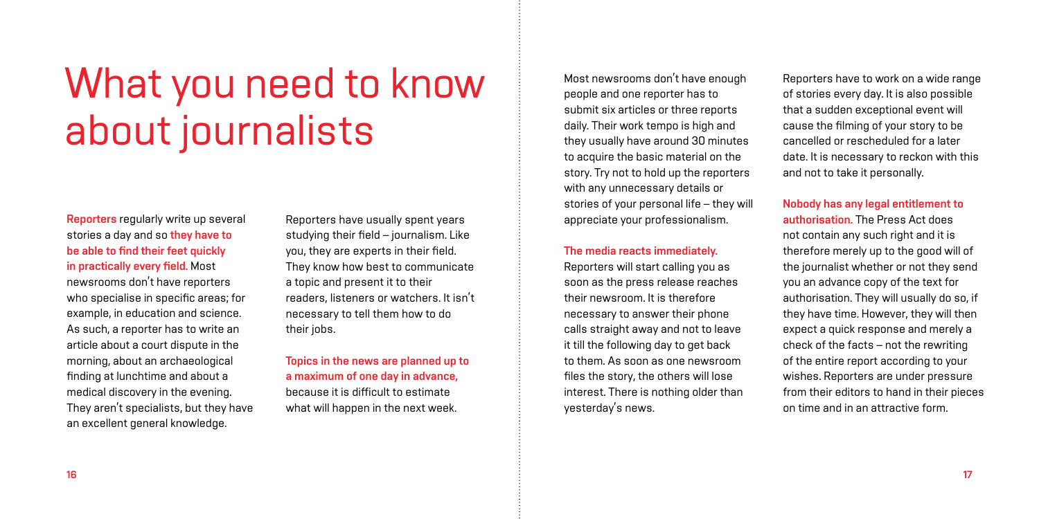# What you need to know about journalists

**Reporters** regularly write up several stories a day and so **they have to be able to find their feet quickly in practically every field.** Most newsrooms don't have reporters who specialise in specific areas; for example, in education and science. As such, a reporter has to write an article about a court dispute in the morning, about an archaeological finding at lunchtime and about a medical discovery in the evening. They aren't specialists, but they have an excellent general knowledge.

Reporters have usually spent years studying their field – journalism. Like you, they are experts in their field. They know how best to communicate a topic and present it to their readers, listeners or watchers. It isn't necessary to tell them how to do their jobs.

**Topics in the news are planned up to a maximum of one day in advance,** because it is difficult to estimate what will happen in the next week.

Most newsrooms don't have enough people and one reporter has to submit six articles or three reports daily. Their work tempo is high and they usually have around 30 minutes to acquire the basic material on the story. Try not to hold up the reporters with any unnecessary details or stories of your personal life – they will appreciate your professionalism.

**The media reacts immediately.** Reporters will start calling you as soon as the press release reaches their newsroom. It is therefore necessary to answer their phone calls straight away and not to leave it till the following day to get back to them. As soon as one newsroom files the story, the others will lose interest. There is nothing older than yesterday's news.

Reporters have to work on a wide range of stories every day. It is also possible that a sudden exceptional event will cause the filming of your story to be cancelled or rescheduled for a later date. It is necessary to reckon with this and not to take it personally.

**Nobody has any legal entitlement to authorisation.** The Press Act does not contain any such right and it is therefore merely up to the good will of the journalist whether or not they send you an advance copy of the text for authorisation. They will usually do so, if they have time. However, they will then expect a quick response and merely a check of the facts – not the rewriting of the entire report according to your wishes. Reporters are under pressure from their editors to hand in their pieces on time and in an attractive form.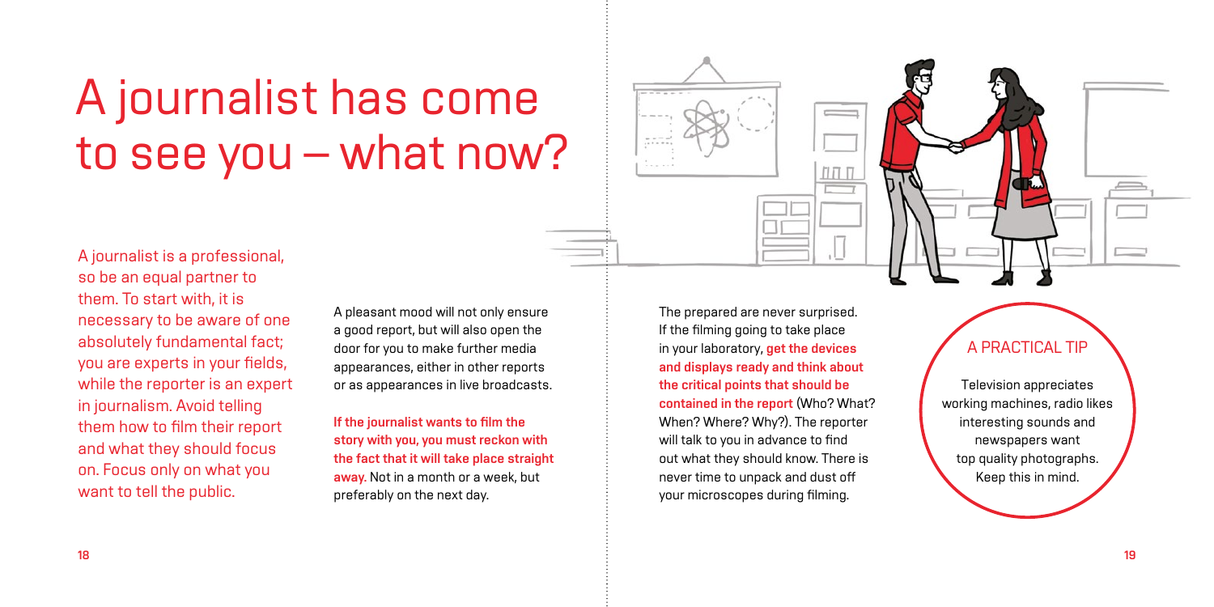# A journalist has come to see you – what now?

A journalist is a professional, so be an equal partner to them. To start with, it is necessary to be aware of one absolutely fundamental fact; you are experts in your fields, while the reporter is an expert in journalism. Avoid telling them how to film their report and what they should focus on. Focus only on what you want to tell the public.

A pleasant mood will not only ensure a good report, but will also open the door for you to make further media appearances, either in other reports or as appearances in live broadcasts.

**If the journalist wants to film the story with you, you must reckon with the fact that it will take place straight away.** Not in a month or a week, but preferably on the next day.

The prepared are never surprised. If the filming going to take place in your laboratory, **get the devices and displays ready and think about the critical points that should be contained in the report** (Who? What? When? Where? Why?). The reporter will talk to you in advance to find out what they should know. There is never time to unpack and dust off your microscopes during filming.

## A PRACTICAL TIP

Television appreciates working machines, radio likes interesting sounds and newspapers want top quality photographs. Keep this in mind.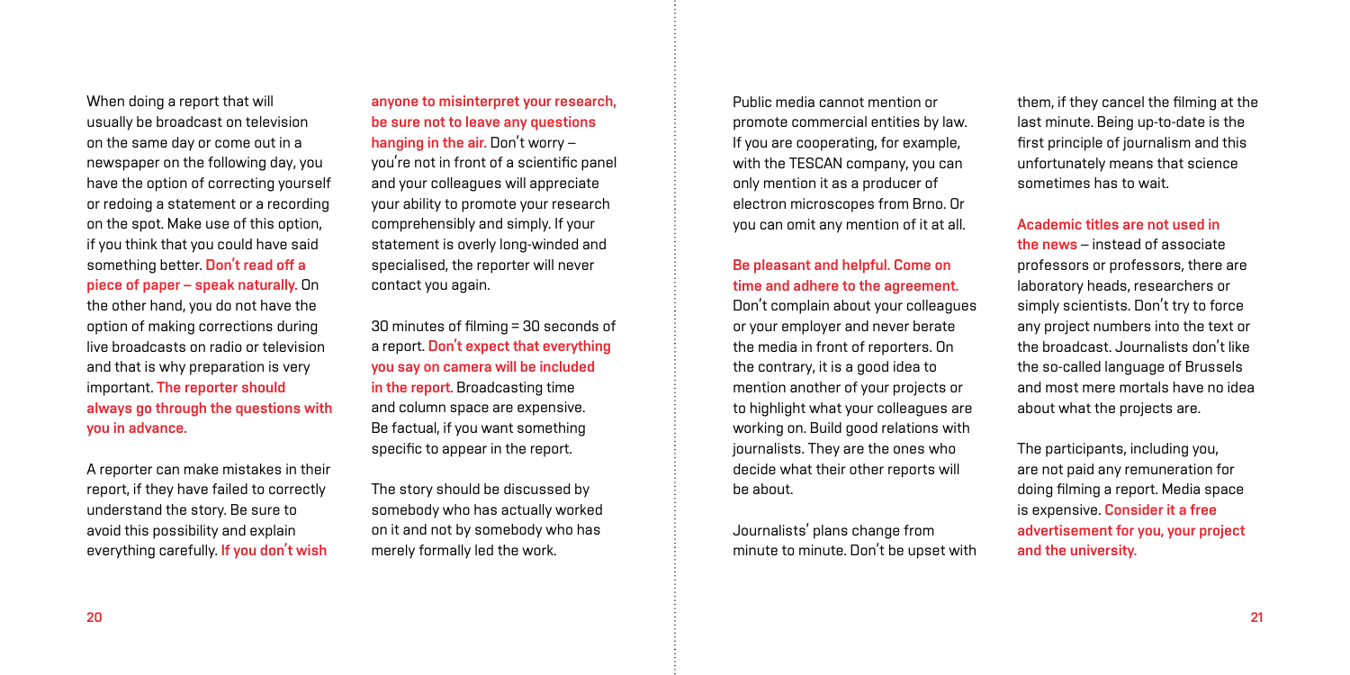When doing a report that will usually be broadcast on television on the same day or come out in a newspaper on the following day, you have the option of correcting yourself or redoing a statement or a recording on the spot. Make use of this option, if you think that you could have said something better. **Don't read off a piece of paper – speak naturally.** On the other hand, you do not have the option of making corrections during live broadcasts on radio or television and that is why preparation is very important. **The reporter should always go through the questions with you in advance.**

A reporter can make mistakes in their report, if they have failed to correctly understand the story. Be sure to avoid this possibility and explain everything carefully. **If you don't wish anyone to misinterpret your research, be sure not to leave any questions hanging in the air.** Don't worry – you're not in front of a scientific panel and your colleagues will appreciate your ability to promote your research comprehensibly and simply. If your statement is overly long-winded and specialised, the reporter will never contact you again.

30 minutes of filming = 30 seconds of a report. **Don't expect that everything you say on camera will be included in the report.** Broadcasting time and column space are expensive. Be factual, if you want something specific to appear in the report.

The story should be discussed by somebody who has actually worked on it and not by somebody who has merely formally led the work.

Public media cannot mention or promote commercial entities by law. If you are cooperating, for example, with the TESCAN company, you can only mention it as a producer of electron microscopes from Brno. Or you can omit any mention of it at all.

**Be pleasant and helpful. Come on time and adhere to the agreement.** Don't complain about your colleagues or your employer and never berate the media in front of reporters. On the contrary, it is a good idea to mention another of your projects or to highlight what your colleagues are working on. Build good relations with journalists. They are the ones who decide what their other reports will be about.

Journalists' plans change from minute to minute. Don't be upset with them, if they cancel the filming at the last minute. Being up-to-date is the first principle of journalism and this unfortunately means that science sometimes has to wait.

**Academic titles are not used in the news** – instead of associate professors or professors, there are laboratory heads, researchers or simply scientists. Don't try to force any project numbers into the text or the broadcast. Journalists don't like the so-called language of Brussels and most mere mortals have no idea about what the projects are.

The participants, including you, are not paid any remuneration for doing filming a report. Media space is expensive. **Consider it a free advertisement for you, your project and the university.**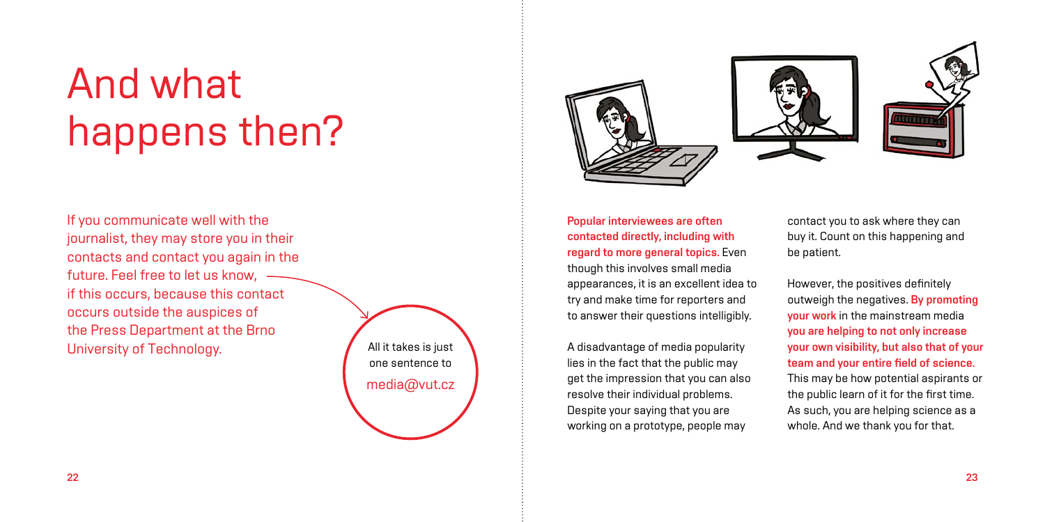# And what happens then?

If you communicate well with the journalist, they may store you in their contacts and contact you again in the future. Feel free to let us know, if this occurs, because this contact occurs outside the auspices of the Press Department at the Brno University of Technology.

All it takes is just one sentence to media@vut.cz

**Popular interviewees are often contacted directly, including with regard to more general topics.** Even though this involves small media appearances, it is an excellent idea to try and make time for reporters and to answer their questions intelligibly.

A disadvantage of media popularity lies in the fact that the public may get the impression that you can also resolve their individual problems. Despite your saying that you are working on a prototype, people may contact you to ask where they can buy it. Count on this happening and be patient.

However, the positives definitely outweigh the negatives. **By promoting your work** in the mainstream media **you are helping to not only increase your own visibility, but also that of your team and your entire field of science.** This may be how potential aspirants or the public learn of it for the first time. As such, you are helping science as a whole. And we thank you for that.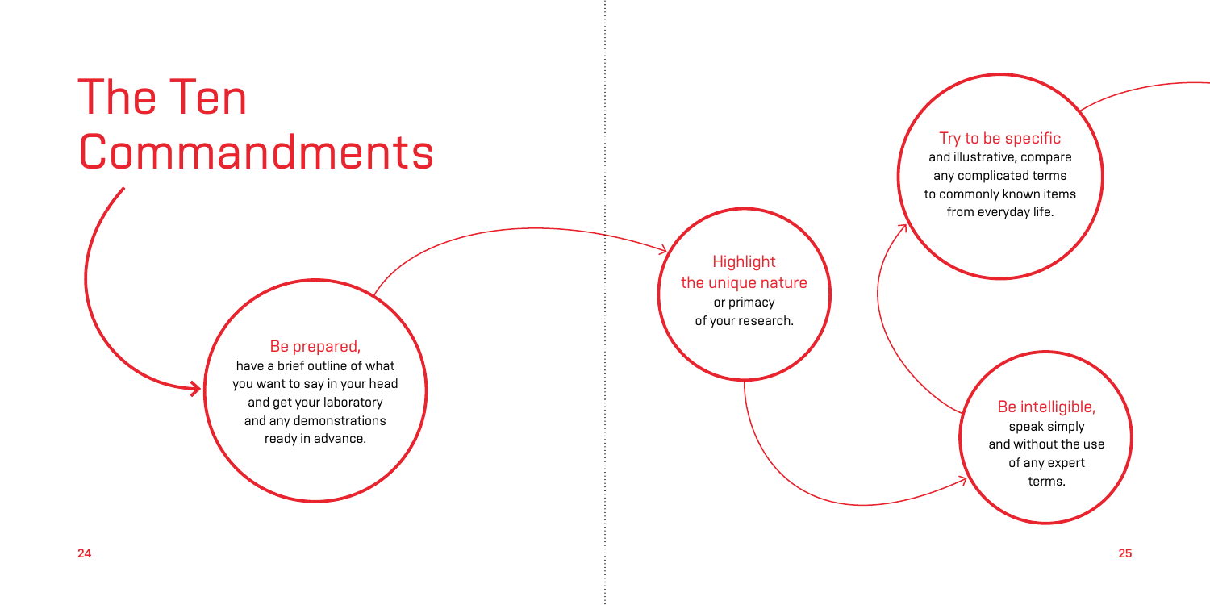# The Ten Commandments

**Be prepared,** have a brief outline of what you want to say in your head and get your laboratory and any demonstrations ready in advance.

**Highlight the unique nature** or primacy of your research.

**Be intelligible,** speak simply and without the use of any expert terms.

**Try to be specific** and illustrative, compare any complicated terms to commonly known items from everyday life.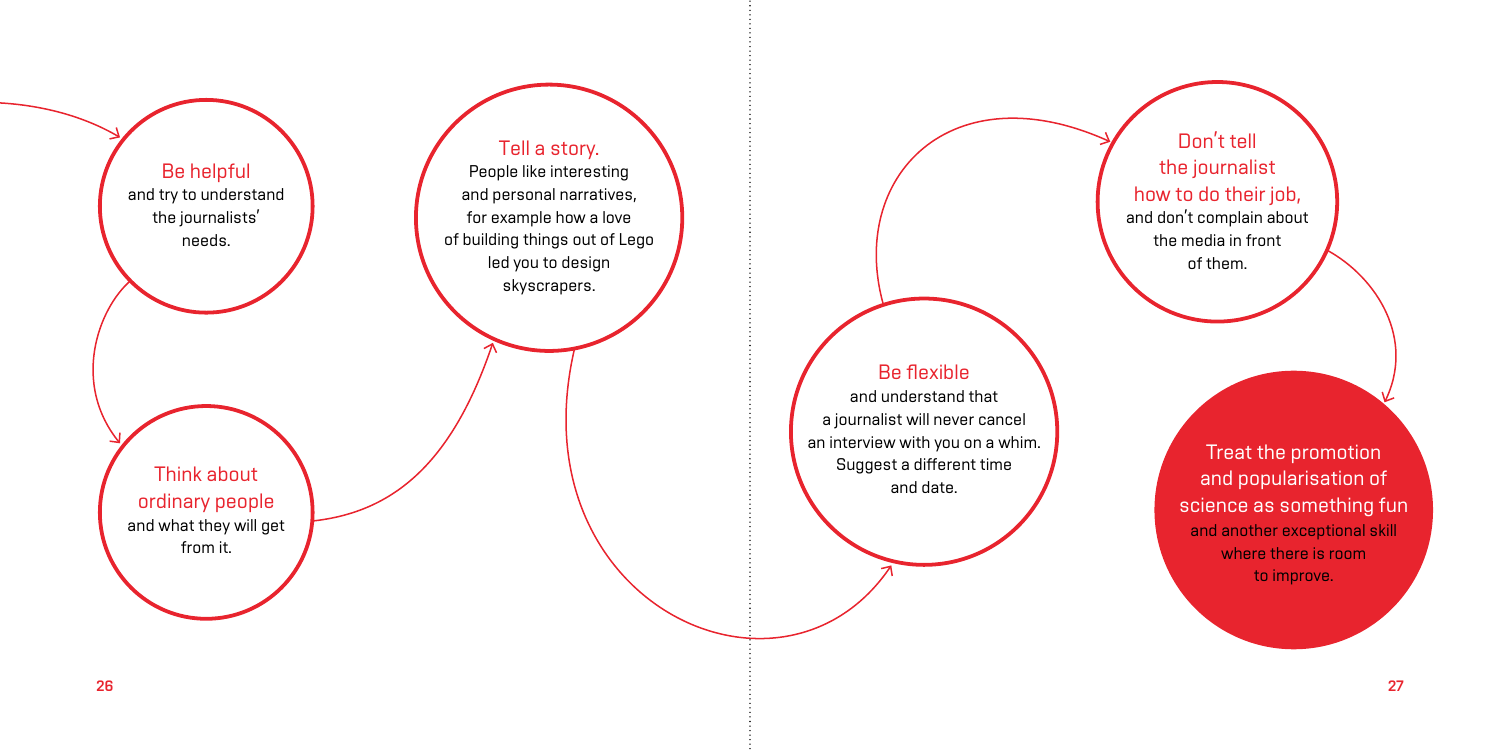**Be helpful** and try to understand the journalists' needs.

**Think about ordinary people** and what they will get from it.

**Tell a story.** People like interesting and personal narratives, for example how a love of building things out of Lego led you to design skyscrapers.

**Be flexible** and understand that a journalist will never cancel an interview with you on a whim. Suggest a different time and date.

**Don't tell the journalist how to do their job,** and don't complain about the media in front of them.

**Treat the promotion and popularisation of science as something fun** and another exceptional skill where there is room to improve.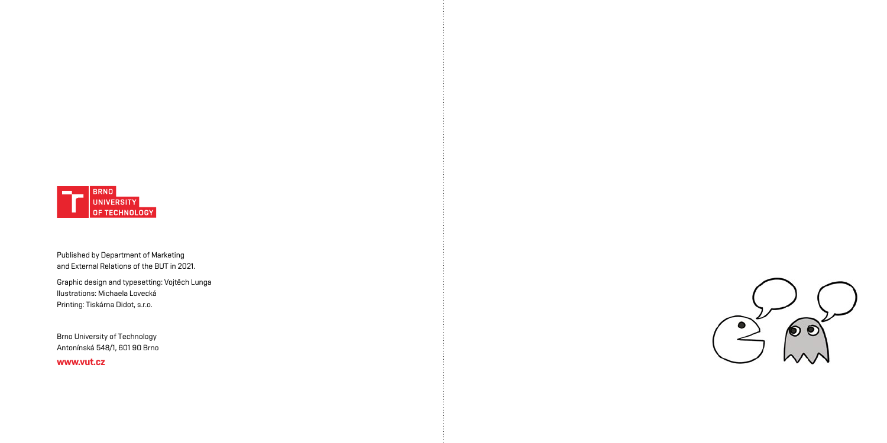BRNO UNIVERSITY OF TECHNOLOGY

Published by Department of Marketing and External Relations of the BUT in 2021.

Graphic design and typesetting: Vojtěch Lunga
Ilustrations: Michaela Lovecká
Printing: Tiskárna Didot, s.r.o.

Brno University of Technology
Antonínská 548/1, 601 90 Brno

**www.vut.cz**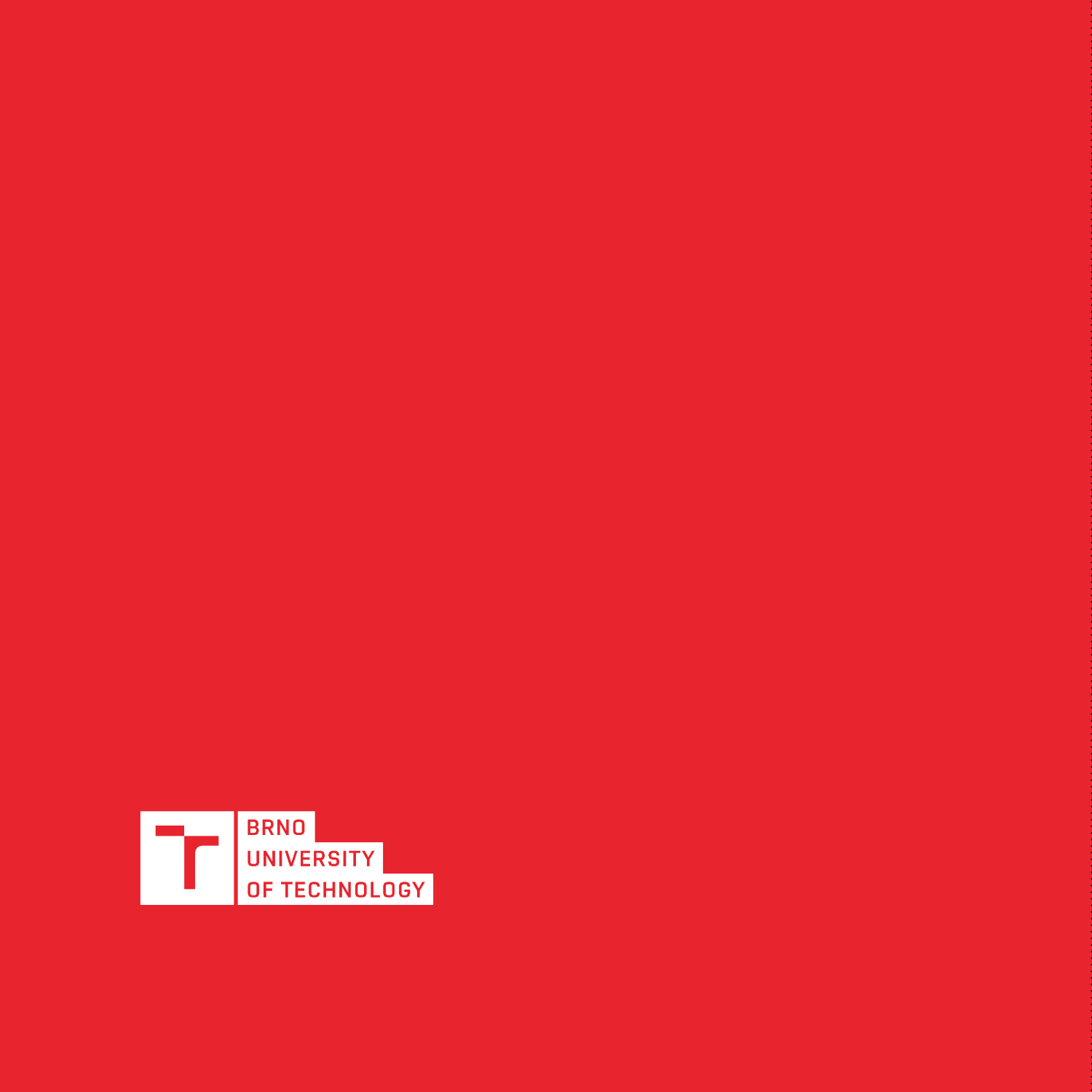BRNO
UNIVERSITY
OF TECHNOLOGY